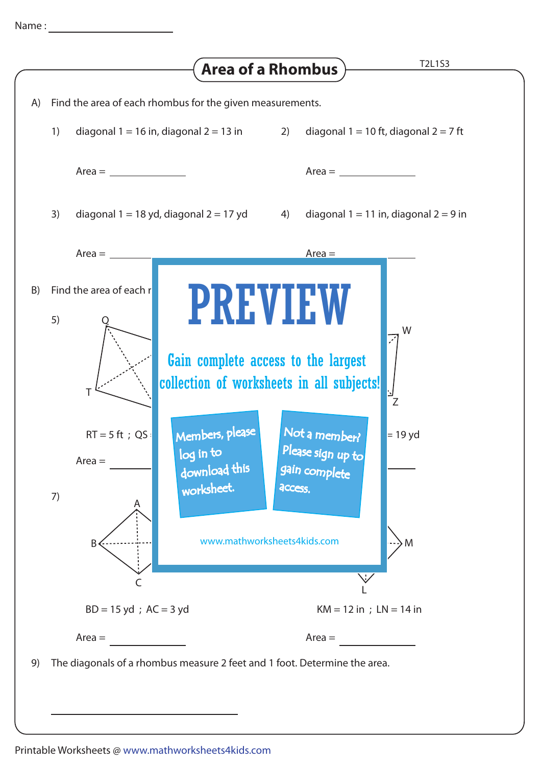Name : ____________________

# Area of a Rhombus

T2L1S3

A) Find the area of each rhombus for the given measurements.

1) diagonal 1 = 16 in, diagonal 2 = 13 in

Area = ____________

2) diagonal 1 = 10 ft, diagonal 2 = 7 ft

Area = ____________

3) diagonal 1 = 18 yd, diagonal 2 = 17 yd

Area = ____________

4) diagonal 1 = 11 in, diagonal 2 = 9 in

Area = ____________

B) Find the area of each r

5) Q, T

RT = 5 ft ; QS

Area = ____________

W, Z

= 19 yd

Area = ____________

7) A, B, C

BD = 15 yd ; AC = 3 yd

Area = ____________

M, L

KM = 12 in ; LN = 14 in

Area = ____________

9) The diagonals of a rhombus measure 2 feet and 1 foot. Determine the area.

____________________

PREVIEW

Gain complete access to the largest collection of worksheets in all subjects!

Members, please log in to download this worksheet.

Not a member? Please sign up to gain complete access.

www.mathworksheets4kids.com

Printable Worksheets @ www.mathworksheets4kids.com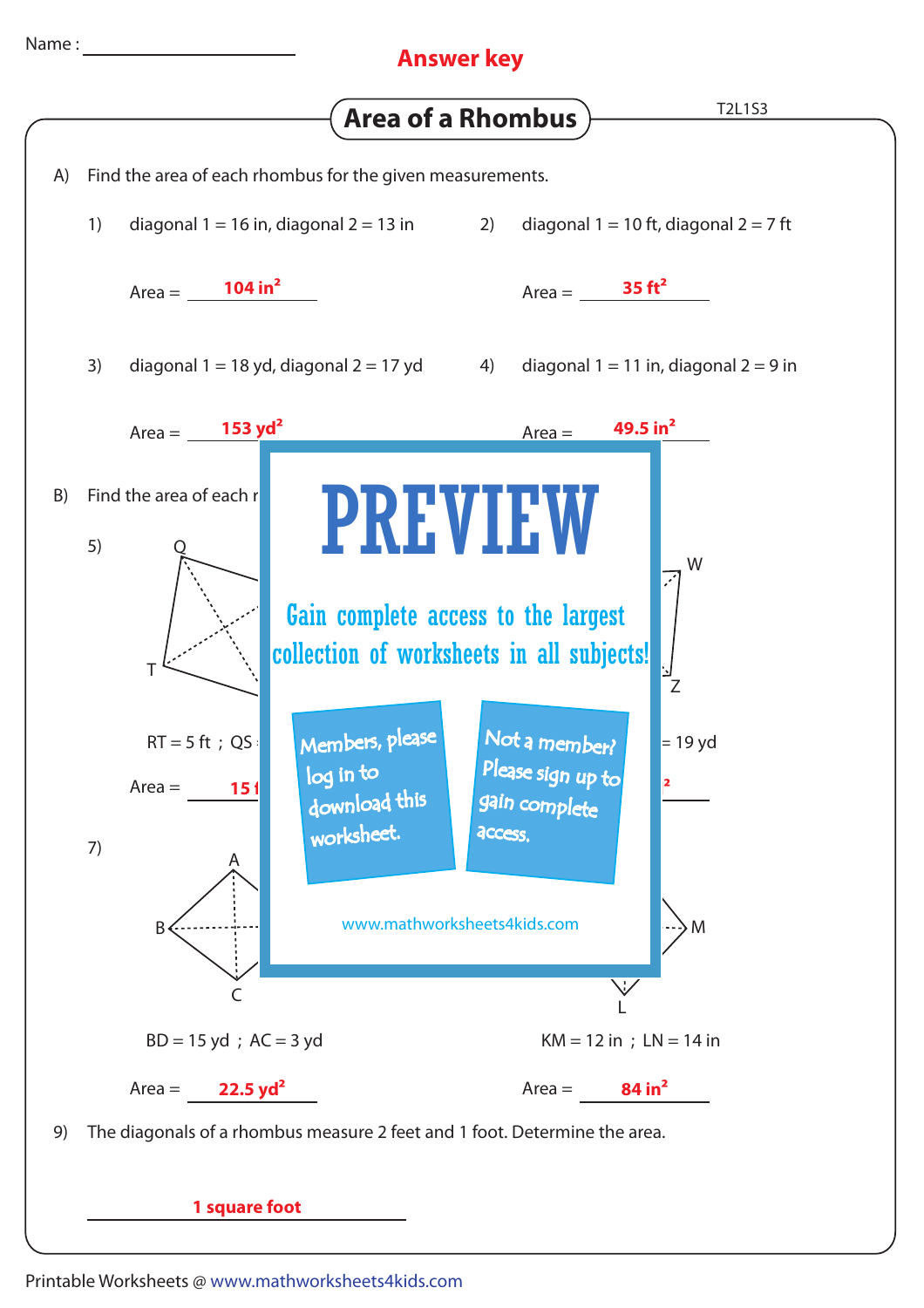Name : ____________________

**Answer key**

# Area of a Rhombus

T2L1S3

A) Find the area of each rhombus for the given measurements.

1) diagonal 1 = 16 in, diagonal 2 = 13 in

Area = **$104\ in^2$**

2) diagonal 1 = 10 ft, diagonal 2 = 7 ft

Area = **$35\ ft^2$**

3) diagonal 1 = 18 yd, diagonal 2 = 17 yd

Area = **$153\ yd^2$**

4) diagonal 1 = 11 in, diagonal 2 = 9 in

Area = **$49.5\ in^2$**

B) Find the area of each r

5) Q, T

RT = 5 ft ; QS

Area = **15 f**

W, Z

= 19 yd

7) A, B, C

BD = 15 yd ; AC = 3 yd

Area = **$22.5\ yd^2$**

M, L

KM = 12 in ; LN = 14 in

Area = **$84\ in^2$**

PREVIEW

Gain complete access to the largest collection of worksheets in all subjects!

Members, please log in to download this worksheet.

Not a member? Please sign up to gain complete access.

www.mathworksheets4kids.com

9) The diagonals of a rhombus measure 2 feet and 1 foot. Determine the area.

**1 square foot**

Printable Worksheets @ www.mathworksheets4kids.com